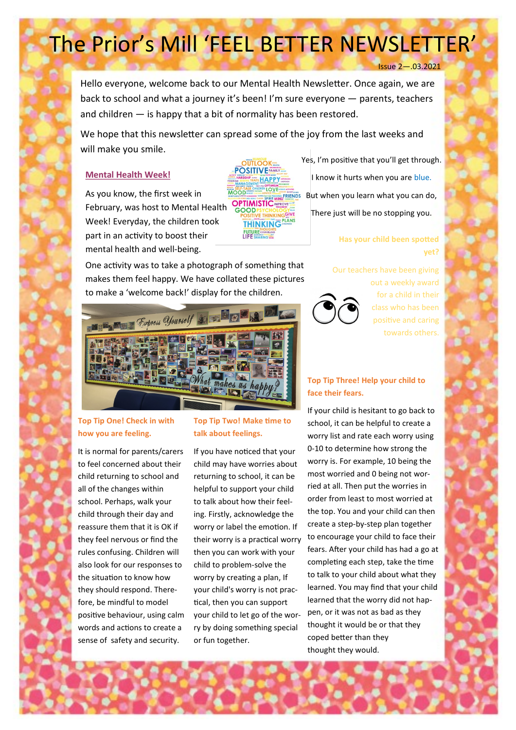# The Prior's Mill 'FEEL BETTER NEWSLETTER'

Issue 2—.03.2021

Hello everyone, welcome back to our Mental Health Newsletter. Once again, we are back to school and what a journey it's been! I'm sure everyone — parents, teachers and children — is happy that a bit of normality has been restored.

We hope that this newsletter can spread some of the joy from the last weeks and will make you smile.

## Mental Health Week!

As you know, the first week in February, was host to Mental Health Week! Everyday, the children took part in an activity to boost their mental health and well-being.

One activity was to take a photograph of something that makes them feel happy. We have collated these pictures to make a 'welcome back!' display for the children.

Yes, I'm positive that you'll get through.
I know it hurts when you are blue.
But when you learn what you can do,
There just will be no stopping you.

### Has your child been spotted yet?

Our teachers have been giving out a weekly award for a child in their class who has been positive and caring towards others.

### Top Tip One! Check in with how you are feeling.

It is normal for parents/carers to feel concerned about their child returning to school and all of the changes within school. Perhaps, walk your child through their day and reassure them that it is OK if they feel nervous or find the rules confusing. Children will also look for our responses to the situation to know how they should respond. Therefore, be mindful to model positive behaviour, using calm words and actions to create a sense of safety and security.

### Top Tip Two! Make time to talk about feelings.

If you have noticed that your child may have worries about returning to school, it can be helpful to support your child to talk about how their feeling. Firstly, acknowledge the worry or label the emotion. If their worry is a practical worry then you can work with your child to problem-solve the worry by creating a plan, If your child's worry is not practical, then you can support your child to let go of the worry by doing something special or fun together.

### Top Tip Three! Help your child to face their fears.

If your child is hesitant to go back to school, it can be helpful to create a worry list and rate each worry using 0-10 to determine how strong the worry is. For example, 10 being the most worried and 0 being not worried at all. Then put the worries in order from least to most worried at the top. You and your child can then create a step-by-step plan together to encourage your child to face their fears. After your child has had a go at completing each step, take the time to talk to your child about what they learned. You may find that your child learned that the worry did not happen, or it was not as bad as they thought it would be or that they coped better than they thought they would.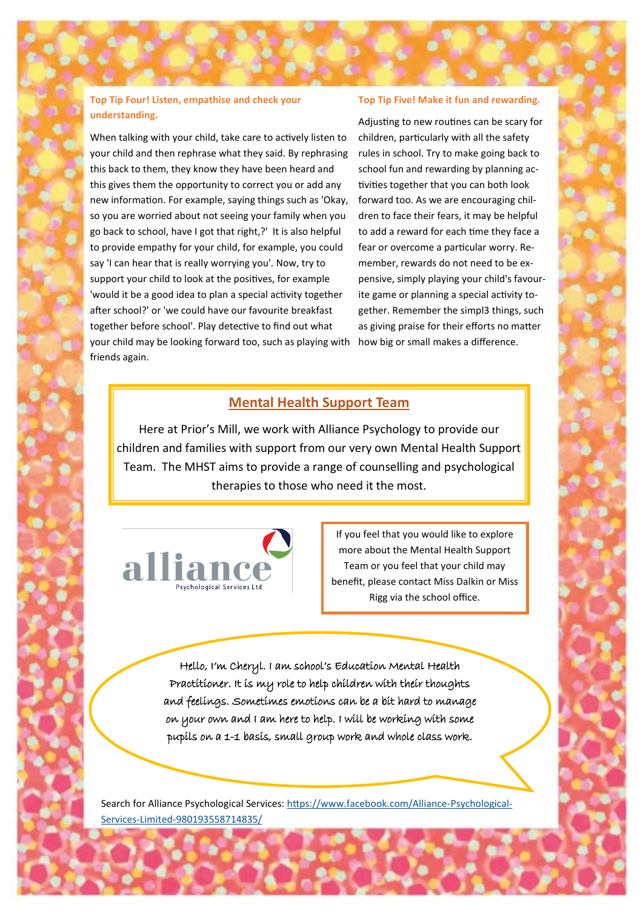### Top Tip Four! Listen, empathise and check your understanding.

When talking with your child, take care to actively listen to your child and then rephrase what they said. By rephrasing this back to them, they know they have been heard and this gives them the opportunity to correct you or add any new information. For example, saying things such as 'Okay, so you are worried about not seeing your family when you go back to school, have I got that right,?' It is also helpful to provide empathy for your child, for example, you could say 'I can hear that is really worrying you'. Now, try to support your child to look at the positives, for example 'would it be a good idea to plan a special activity together after school?' or 'we could have our favourite breakfast together before school'. Play detective to find out what your child may be looking forward too, such as playing with friends again.

### Top Tip Five! Make it fun and rewarding.

Adjusting to new routines can be scary for children, particularly with all the safety rules in school. Try to make going back to school fun and rewarding by planning activities together that you can both look forward too. As we are encouraging children to face their fears, it may be helpful to add a reward for each time they face a fear or overcome a particular worry. Remember, rewards do not need to be expensive, simply playing your child's favourite game or planning a special activity together. Remember the simpl3 things, such as giving praise for their efforts no matter how big or small makes a difference.

## Mental Health Support Team

Here at Prior's Mill, we work with Alliance Psychology to provide our children and families with support from our very own Mental Health Support Team. The MHST aims to provide a range of counselling and psychological therapies to those who need it the most.

alliance
Psychological Services Ltd

If you feel that you would like to explore more about the Mental Health Support Team or you feel that your child may benefit, please contact Miss Dalkin or Miss Rigg via the school office.

Hello, I'm Cheryl. I am school's Education Mental Health Practitioner. It is my role to help children with their thoughts and feelings. Sometimes emotions can be a bit hard to manage on your own and I am here to help. I will be working with some pupils on a 1-1 basis, small group work and whole class work.

Search for Alliance Psychological Services: https://www.facebook.com/Alliance-Psychological-Services-Limited-980193558714835/